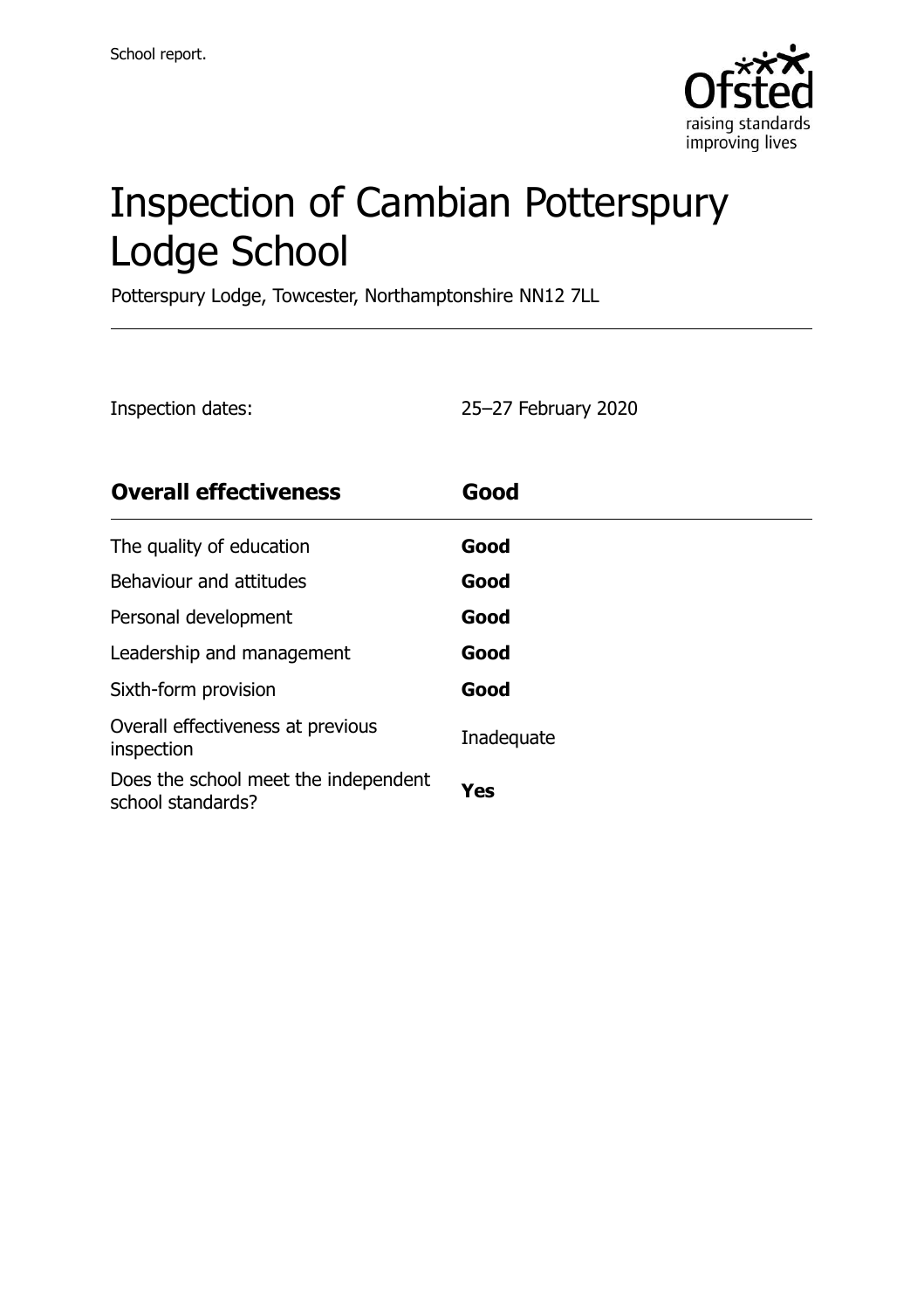School report.

# Inspection of Cambian Potterspury Lodge School

Potterspury Lodge, Towcester, Northamptonshire NN12 7LL

Inspection dates: 25–27 February 2020

| **Overall effectiveness** | **Good** |
|---|---|
| The quality of education | **Good** |
| Behaviour and attitudes | **Good** |
| Personal development | **Good** |
| Leadership and management | **Good** |
| Sixth-form provision | **Good** |
| Overall effectiveness at previous inspection | Inadequate |
| Does the school meet the independent school standards? | **Yes** |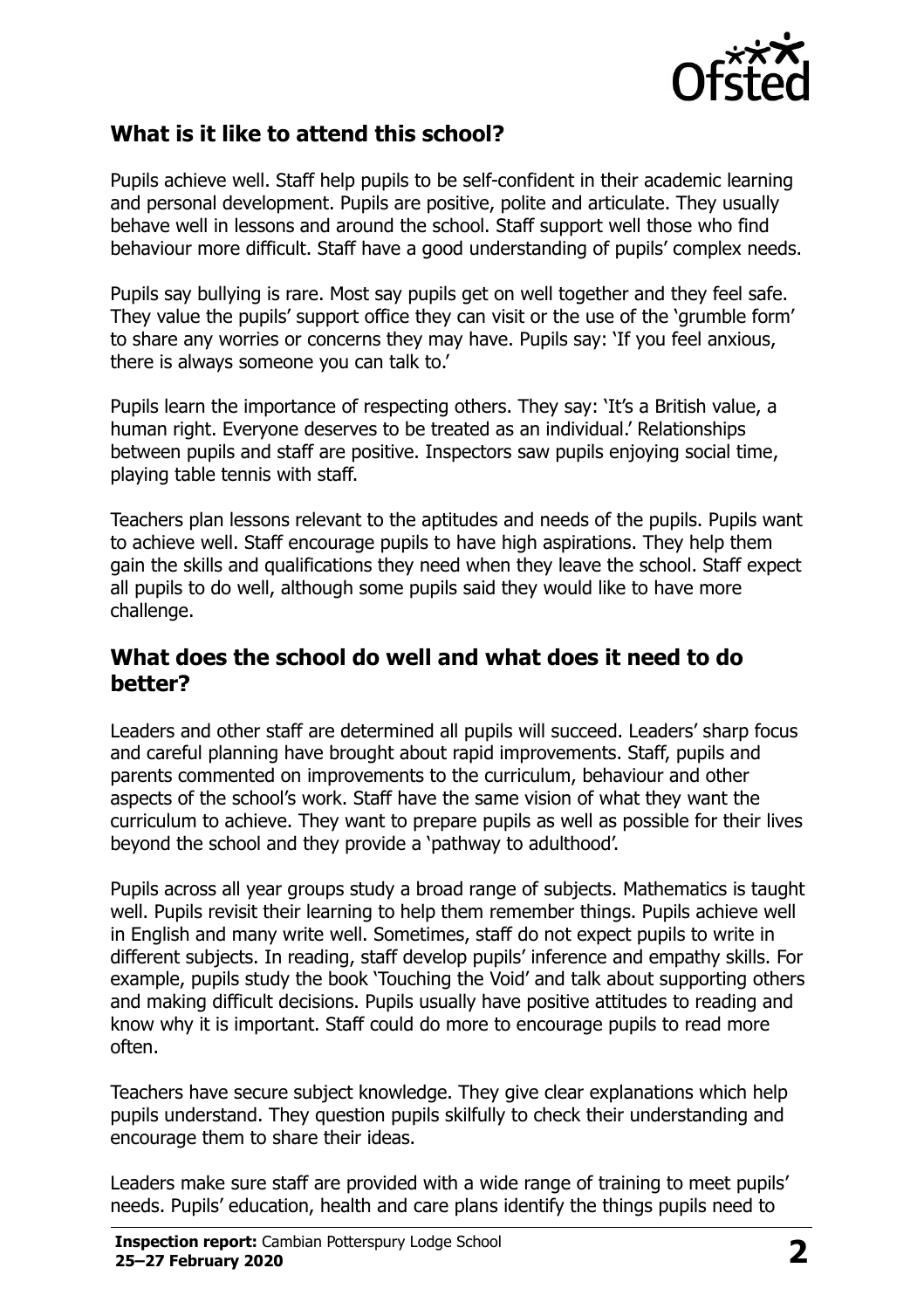## What is it like to attend this school?

Pupils achieve well. Staff help pupils to be self-confident in their academic learning and personal development. Pupils are positive, polite and articulate. They usually behave well in lessons and around the school. Staff support well those who find behaviour more difficult. Staff have a good understanding of pupils' complex needs.

Pupils say bullying is rare. Most say pupils get on well together and they feel safe. They value the pupils' support office they can visit or the use of the 'grumble form' to share any worries or concerns they may have. Pupils say: 'If you feel anxious, there is always someone you can talk to.'

Pupils learn the importance of respecting others. They say: 'It's a British value, a human right. Everyone deserves to be treated as an individual.' Relationships between pupils and staff are positive. Inspectors saw pupils enjoying social time, playing table tennis with staff.

Teachers plan lessons relevant to the aptitudes and needs of the pupils. Pupils want to achieve well. Staff encourage pupils to have high aspirations. They help them gain the skills and qualifications they need when they leave the school. Staff expect all pupils to do well, although some pupils said they would like to have more challenge.

## What does the school do well and what does it need to do better?

Leaders and other staff are determined all pupils will succeed. Leaders' sharp focus and careful planning have brought about rapid improvements. Staff, pupils and parents commented on improvements to the curriculum, behaviour and other aspects of the school's work. Staff have the same vision of what they want the curriculum to achieve. They want to prepare pupils as well as possible for their lives beyond the school and they provide a 'pathway to adulthood'.

Pupils across all year groups study a broad range of subjects. Mathematics is taught well. Pupils revisit their learning to help them remember things. Pupils achieve well in English and many write well. Sometimes, staff do not expect pupils to write in different subjects. In reading, staff develop pupils' inference and empathy skills. For example, pupils study the book 'Touching the Void' and talk about supporting others and making difficult decisions. Pupils usually have positive attitudes to reading and know why it is important. Staff could do more to encourage pupils to read more often.

Teachers have secure subject knowledge. They give clear explanations which help pupils understand. They question pupils skilfully to check their understanding and encourage them to share their ideas.

Leaders make sure staff are provided with a wide range of training to meet pupils' needs. Pupils' education, health and care plans identify the things pupils need to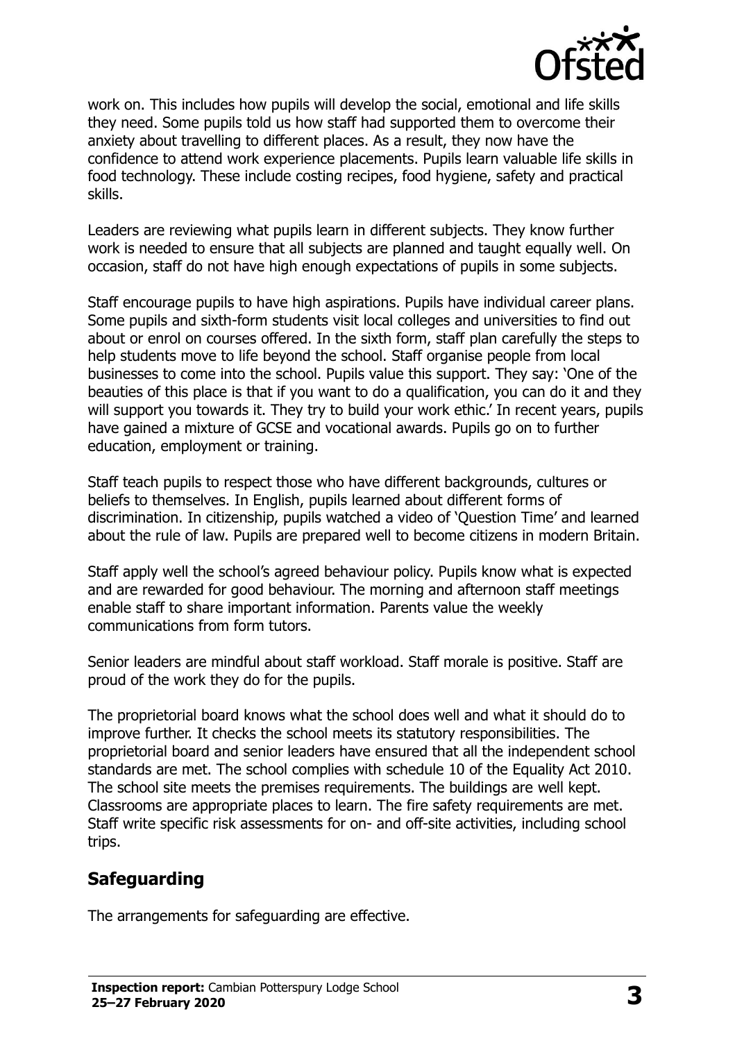work on. This includes how pupils will develop the social, emotional and life skills they need. Some pupils told us how staff had supported them to overcome their anxiety about travelling to different places. As a result, they now have the confidence to attend work experience placements. Pupils learn valuable life skills in food technology. These include costing recipes, food hygiene, safety and practical skills.

Leaders are reviewing what pupils learn in different subjects. They know further work is needed to ensure that all subjects are planned and taught equally well. On occasion, staff do not have high enough expectations of pupils in some subjects.

Staff encourage pupils to have high aspirations. Pupils have individual career plans. Some pupils and sixth-form students visit local colleges and universities to find out about or enrol on courses offered. In the sixth form, staff plan carefully the steps to help students move to life beyond the school. Staff organise people from local businesses to come into the school. Pupils value this support. They say: 'One of the beauties of this place is that if you want to do a qualification, you can do it and they will support you towards it. They try to build your work ethic.' In recent years, pupils have gained a mixture of GCSE and vocational awards. Pupils go on to further education, employment or training.

Staff teach pupils to respect those who have different backgrounds, cultures or beliefs to themselves. In English, pupils learned about different forms of discrimination. In citizenship, pupils watched a video of 'Question Time' and learned about the rule of law. Pupils are prepared well to become citizens in modern Britain.

Staff apply well the school's agreed behaviour policy. Pupils know what is expected and are rewarded for good behaviour. The morning and afternoon staff meetings enable staff to share important information. Parents value the weekly communications from form tutors.

Senior leaders are mindful about staff workload. Staff morale is positive. Staff are proud of the work they do for the pupils.

The proprietorial board knows what the school does well and what it should do to improve further. It checks the school meets its statutory responsibilities. The proprietorial board and senior leaders have ensured that all the independent school standards are met. The school complies with schedule 10 of the Equality Act 2010. The school site meets the premises requirements. The buildings are well kept. Classrooms are appropriate places to learn. The fire safety requirements are met. Staff write specific risk assessments for on- and off-site activities, including school trips.

## Safeguarding

The arrangements for safeguarding are effective.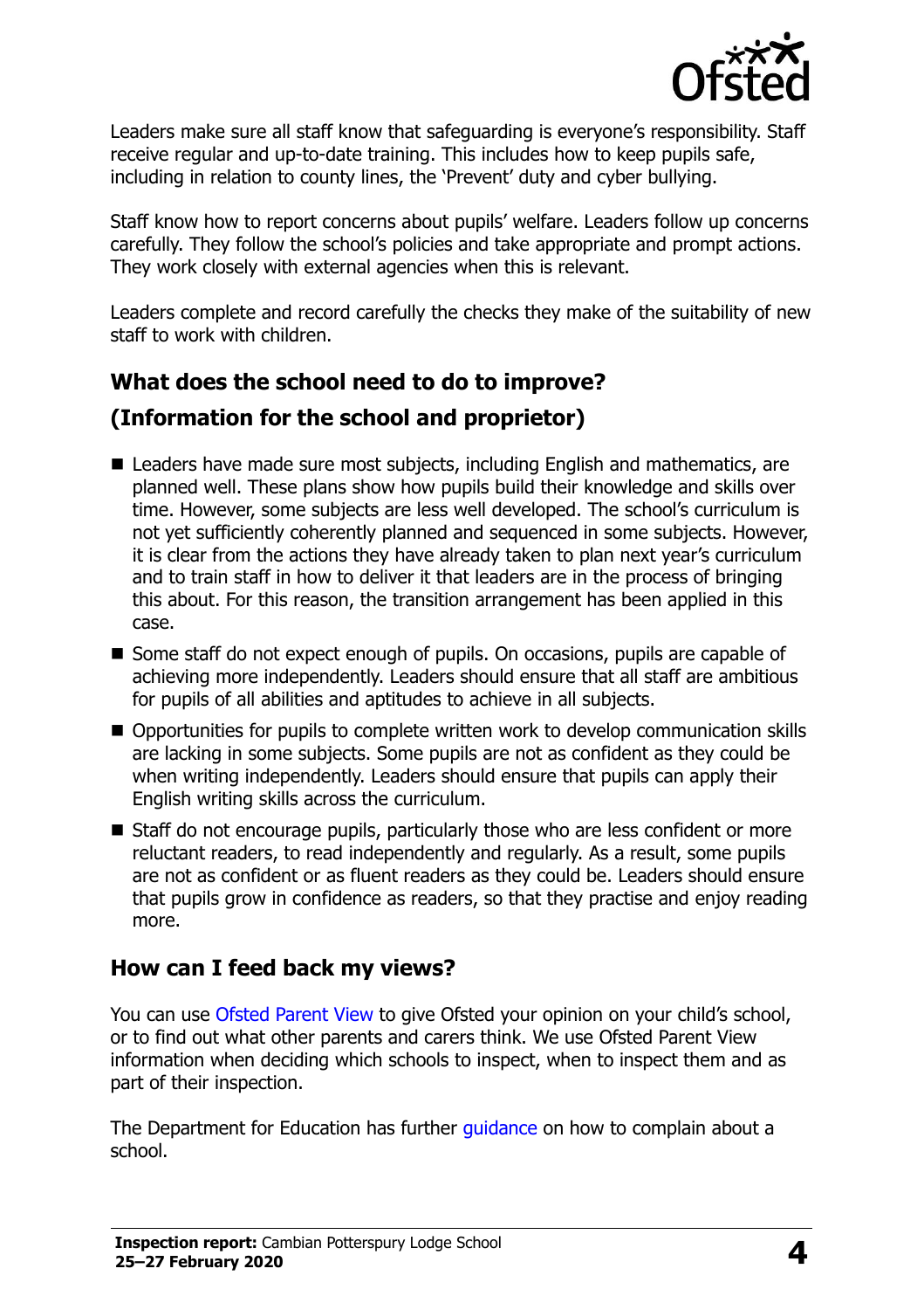Leaders make sure all staff know that safeguarding is everyone's responsibility. Staff receive regular and up-to-date training. This includes how to keep pupils safe, including in relation to county lines, the 'Prevent' duty and cyber bullying.

Staff know how to report concerns about pupils' welfare. Leaders follow up concerns carefully. They follow the school's policies and take appropriate and prompt actions. They work closely with external agencies when this is relevant.

Leaders complete and record carefully the checks they make of the suitability of new staff to work with children.

## What does the school need to do to improve?
## (Information for the school and proprietor)

- Leaders have made sure most subjects, including English and mathematics, are planned well. These plans show how pupils build their knowledge and skills over time. However, some subjects are less well developed. The school's curriculum is not yet sufficiently coherently planned and sequenced in some subjects. However, it is clear from the actions they have already taken to plan next year's curriculum and to train staff in how to deliver it that leaders are in the process of bringing this about. For this reason, the transition arrangement has been applied in this case.
- Some staff do not expect enough of pupils. On occasions, pupils are capable of achieving more independently. Leaders should ensure that all staff are ambitious for pupils of all abilities and aptitudes to achieve in all subjects.
- Opportunities for pupils to complete written work to develop communication skills are lacking in some subjects. Some pupils are not as confident as they could be when writing independently. Leaders should ensure that pupils can apply their English writing skills across the curriculum.
- Staff do not encourage pupils, particularly those who are less confident or more reluctant readers, to read independently and regularly. As a result, some pupils are not as confident or as fluent readers as they could be. Leaders should ensure that pupils grow in confidence as readers, so that they practise and enjoy reading more.

## How can I feed back my views?

You can use Ofsted Parent View to give Ofsted your opinion on your child's school, or to find out what other parents and carers think. We use Ofsted Parent View information when deciding which schools to inspect, when to inspect them and as part of their inspection.

The Department for Education has further guidance on how to complain about a school.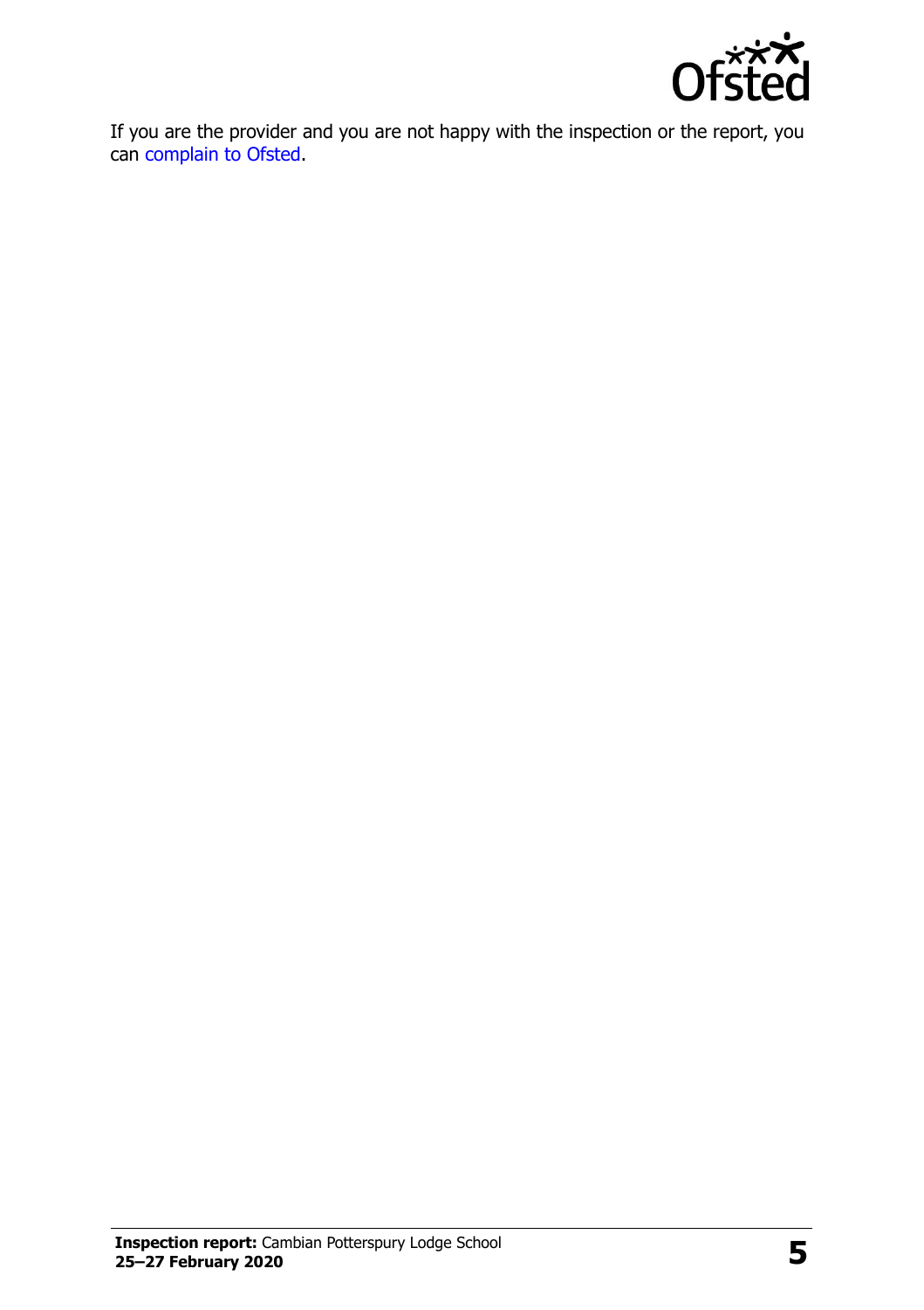If you are the provider and you are not happy with the inspection or the report, you can complain to Ofsted.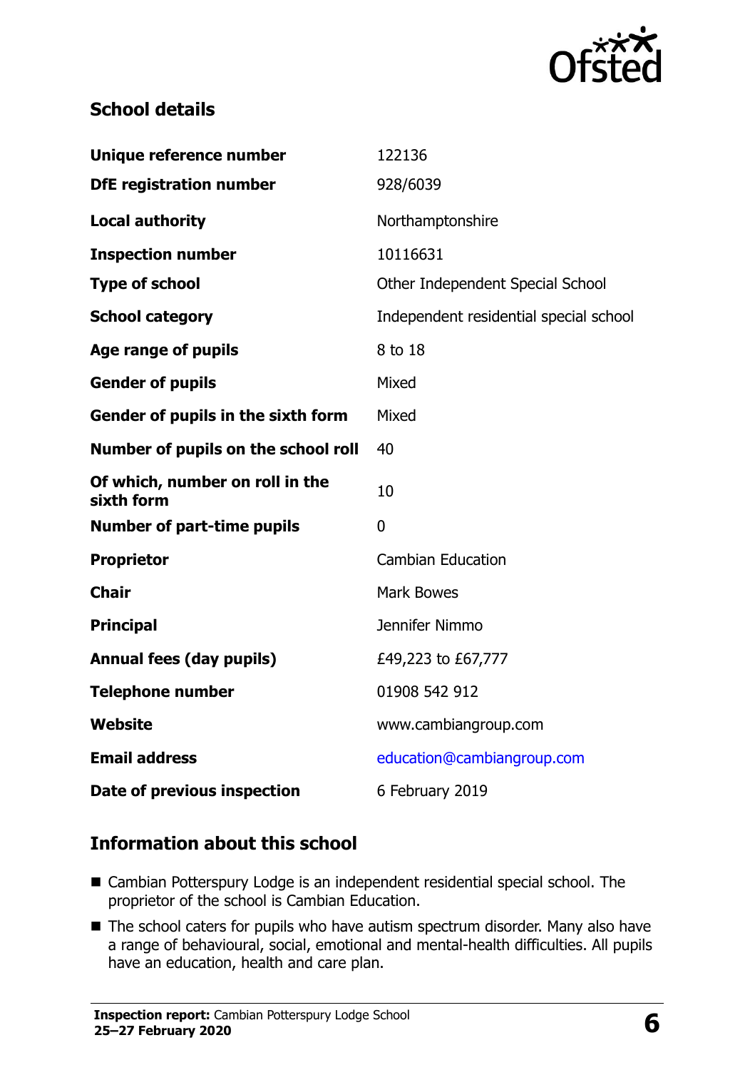## School details

| | |
|---|---|
| **Unique reference number** | 122136 |
| **DfE registration number** | 928/6039 |
| **Local authority** | Northamptonshire |
| **Inspection number** | 10116631 |
| **Type of school** | Other Independent Special School |
| **School category** | Independent residential special school |
| **Age range of pupils** | 8 to 18 |
| **Gender of pupils** | Mixed |
| **Gender of pupils in the sixth form** | Mixed |
| **Number of pupils on the school roll** | 40 |
| **Of which, number on roll in the sixth form** | 10 |
| **Number of part-time pupils** | 0 |
| **Proprietor** | Cambian Education |
| **Chair** | Mark Bowes |
| **Principal** | Jennifer Nimmo |
| **Annual fees (day pupils)** | £49,223 to £67,777 |
| **Telephone number** | 01908 542 912 |
| **Website** | www.cambiangroup.com |
| **Email address** | education@cambiangroup.com |
| **Date of previous inspection** | 6 February 2019 |

## Information about this school

- Cambian Potterspury Lodge is an independent residential special school. The proprietor of the school is Cambian Education.
- The school caters for pupils who have autism spectrum disorder. Many also have a range of behavioural, social, emotional and mental-health difficulties. All pupils have an education, health and care plan.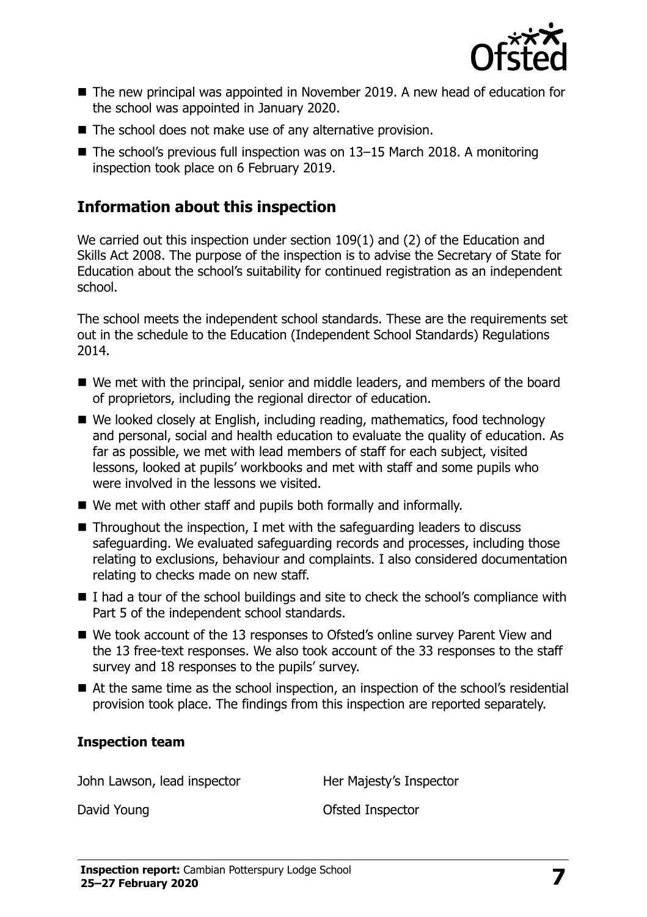- The new principal was appointed in November 2019. A new head of education for the school was appointed in January 2020.
- The school does not make use of any alternative provision.
- The school's previous full inspection was on 13–15 March 2018. A monitoring inspection took place on 6 February 2019.

## Information about this inspection

We carried out this inspection under section 109(1) and (2) of the Education and Skills Act 2008. The purpose of the inspection is to advise the Secretary of State for Education about the school's suitability for continued registration as an independent school.

The school meets the independent school standards. These are the requirements set out in the schedule to the Education (Independent School Standards) Regulations 2014.

- We met with the principal, senior and middle leaders, and members of the board of proprietors, including the regional director of education.
- We looked closely at English, including reading, mathematics, food technology and personal, social and health education to evaluate the quality of education. As far as possible, we met with lead members of staff for each subject, visited lessons, looked at pupils' workbooks and met with staff and some pupils who were involved in the lessons we visited.
- We met with other staff and pupils both formally and informally.
- Throughout the inspection, I met with the safeguarding leaders to discuss safeguarding. We evaluated safeguarding records and processes, including those relating to exclusions, behaviour and complaints. I also considered documentation relating to checks made on new staff.
- I had a tour of the school buildings and site to check the school's compliance with Part 5 of the independent school standards.
- We took account of the 13 responses to Ofsted's online survey Parent View and the 13 free-text responses. We also took account of the 33 responses to the staff survey and 18 responses to the pupils' survey.
- At the same time as the school inspection, an inspection of the school's residential provision took place. The findings from this inspection are reported separately.

### Inspection team

| | |
|---|---|
| John Lawson, lead inspector | Her Majesty's Inspector |
| David Young | Ofsted Inspector |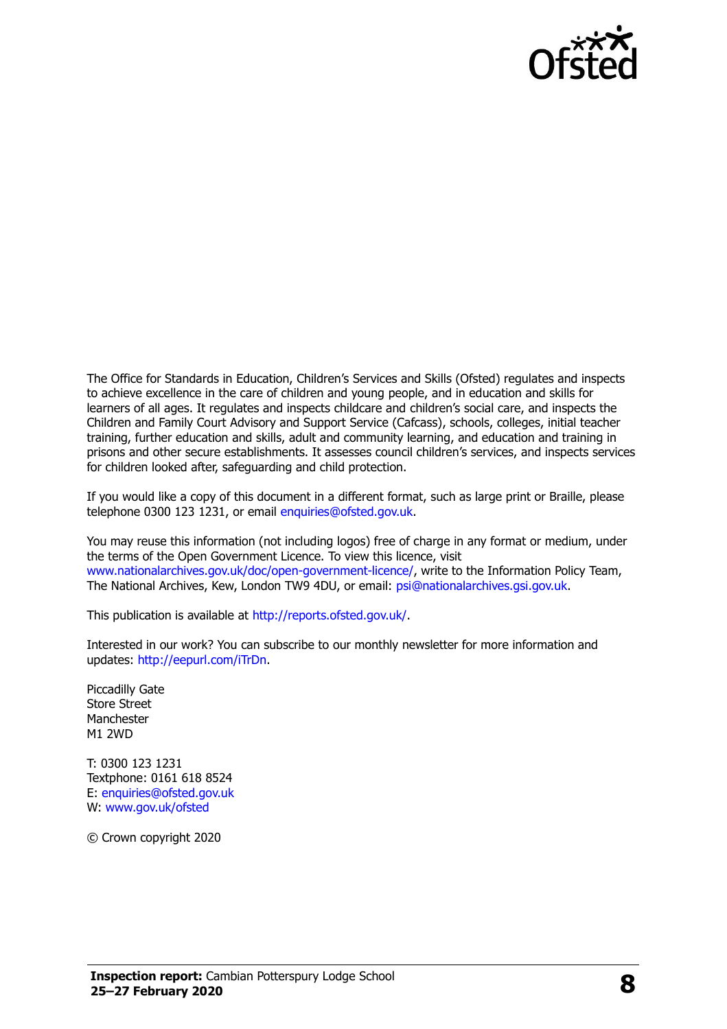The Office for Standards in Education, Children's Services and Skills (Ofsted) regulates and inspects to achieve excellence in the care of children and young people, and in education and skills for learners of all ages. It regulates and inspects childcare and children's social care, and inspects the Children and Family Court Advisory and Support Service (Cafcass), schools, colleges, initial teacher training, further education and skills, adult and community learning, and education and training in prisons and other secure establishments. It assesses council children's services, and inspects services for children looked after, safeguarding and child protection.

If you would like a copy of this document in a different format, such as large print or Braille, please telephone 0300 123 1231, or email enquiries@ofsted.gov.uk.

You may reuse this information (not including logos) free of charge in any format or medium, under the terms of the Open Government Licence. To view this licence, visit www.nationalarchives.gov.uk/doc/open-government-licence/, write to the Information Policy Team, The National Archives, Kew, London TW9 4DU, or email: psi@nationalarchives.gsi.gov.uk.

This publication is available at http://reports.ofsted.gov.uk/.

Interested in our work? You can subscribe to our monthly newsletter for more information and updates: http://eepurl.com/iTrDn.

Piccadilly Gate
Store Street
Manchester
M1 2WD

T: 0300 123 1231
Textphone: 0161 618 8524
E: enquiries@ofsted.gov.uk
W: www.gov.uk/ofsted

© Crown copyright 2020